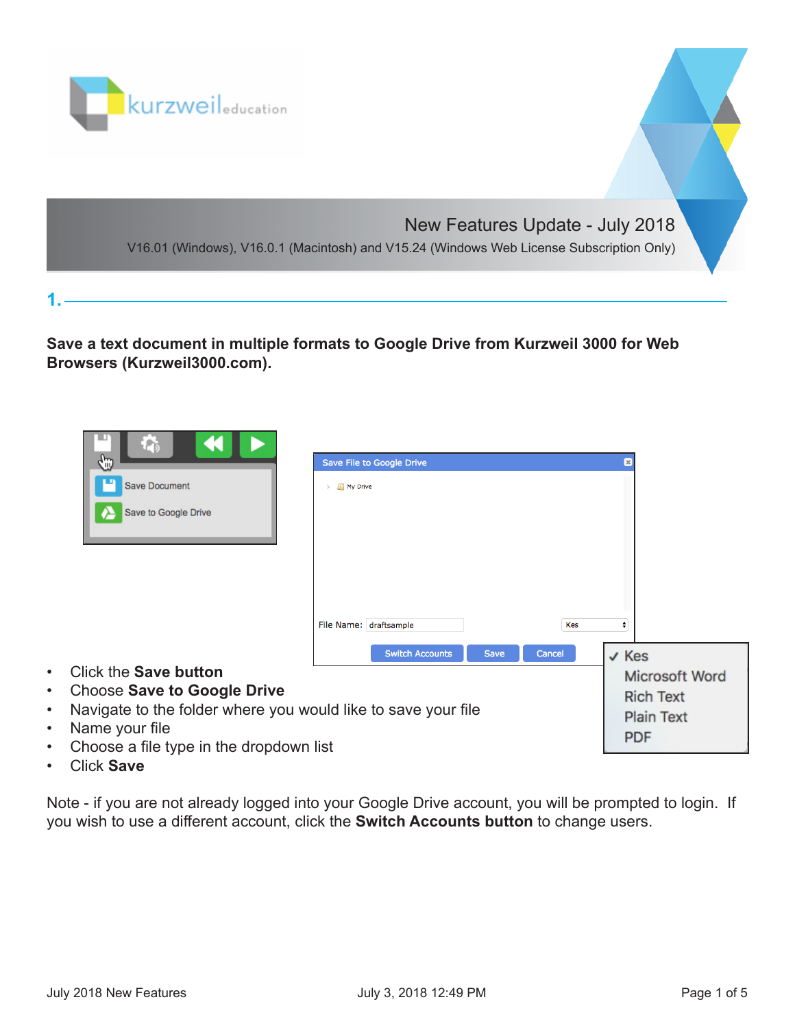# New Features Update - July 2018

V16.01 (Windows), V16.0.1 (Macintosh) and V15.24 (Windows Web License Subscription Only)

## 1.

**Save a text document in multiple formats to Google Drive from Kurzweil 3000 for Web Browsers (Kurzweil3000.com).**

- Click the **Save button**
- Choose **Save to Google Drive**
- Navigate to the folder where you would like to save your file
- Name your file
- Choose a file type in the dropdown list
- Click **Save**

Note - if you are not already logged into your Google Drive account, you will be prompted to login. If you wish to use a different account, click the **Switch Accounts button** to change users.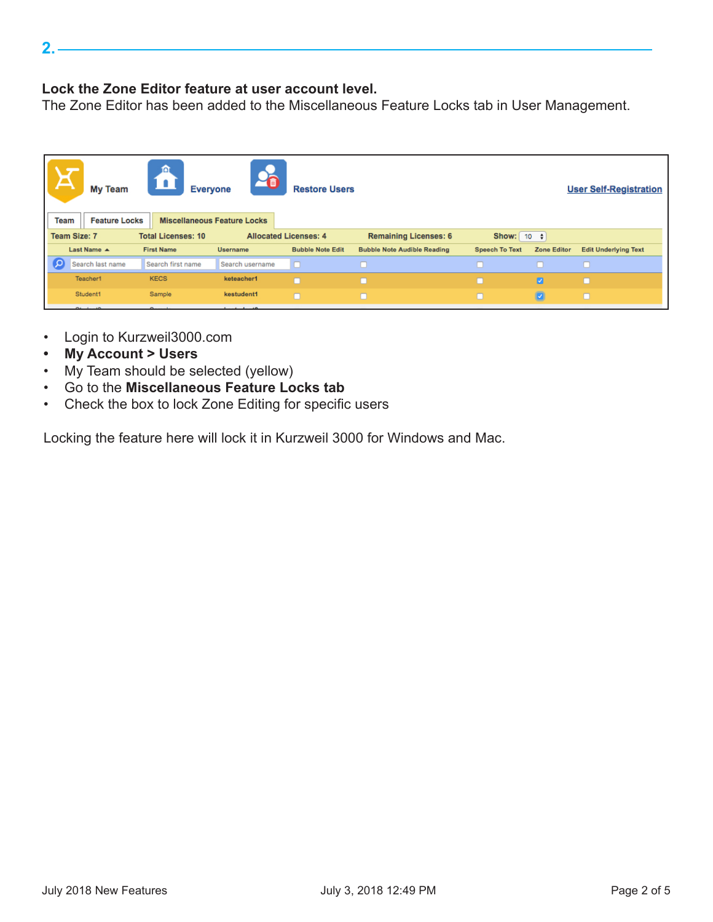## 2.

**Lock the Zone Editor feature at user account level.**

The Zone Editor has been added to the Miscellaneous Feature Locks tab in User Management.

- Login to Kurzweil3000.com
- **My Account > Users**
- My Team should be selected (yellow)
- Go to the **Miscellaneous Feature Locks tab**
- Check the box to lock Zone Editing for specific users

Locking the feature here will lock it in Kurzweil 3000 for Windows and Mac.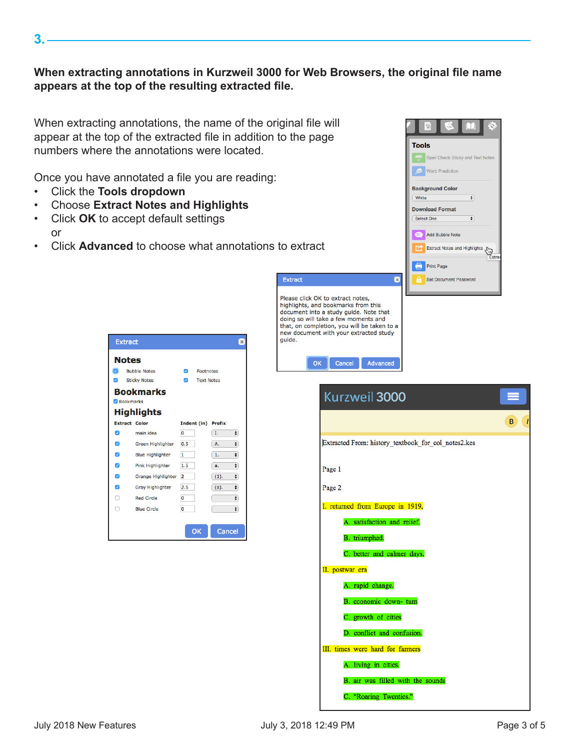## 3.

**When extracting annotations in Kurzweil 3000 for Web Browsers, the original file name appears at the top of the resulting extracted file.**

When extracting annotations, the name of the original file will appear at the top of the extracted file in addition to the page numbers where the annotations were located.

Once you have annotated a file you are reading:

- Click the **Tools dropdown**
- Choose **Extract Notes and Highlights**
- Click **OK** to accept default settings

  or
- Click **Advanced** to choose what annotations to extract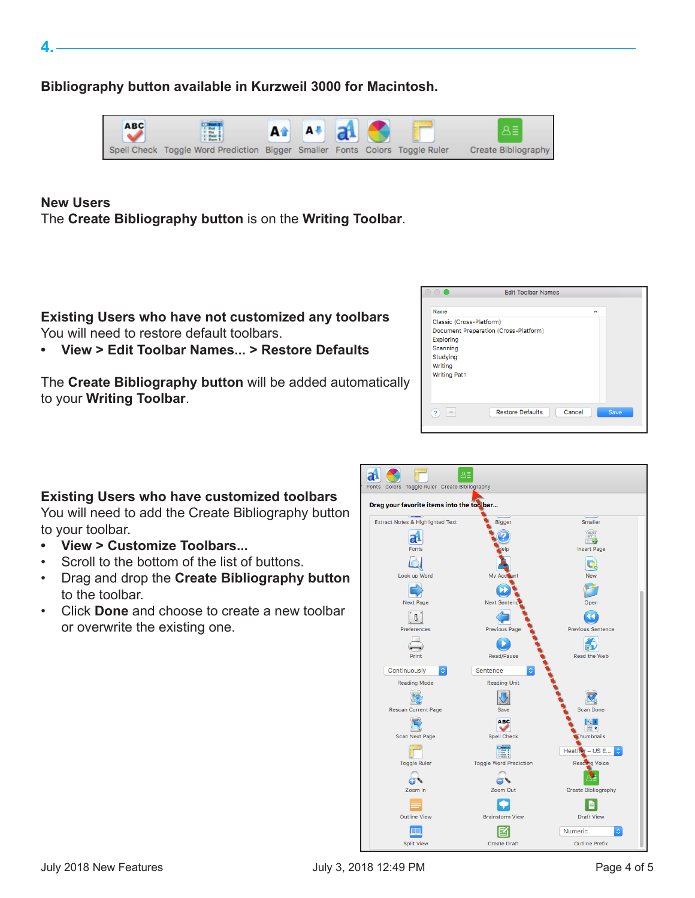## 4.

**Bibliography button available in Kurzweil 3000 for Macintosh.**

**New Users**
The **Create Bibliography button** is on the **Writing Toolbar**.

**Existing Users who have not customized any toolbars**
You will need to restore default toolbars.

- **View > Edit Toolbar Names... > Restore Defaults**

The **Create Bibliography button** will be added automatically to your **Writing Toolbar**.

**Existing Users who have customized toolbars**
You will need to add the Create Bibliography button to your toolbar.

- **View > Customize Toolbars...**
- Scroll to the bottom of the list of buttons.
- Drag and drop the **Create Bibliography button** to the toolbar.
- Click **Done** and choose to create a new toolbar or overwrite the existing one.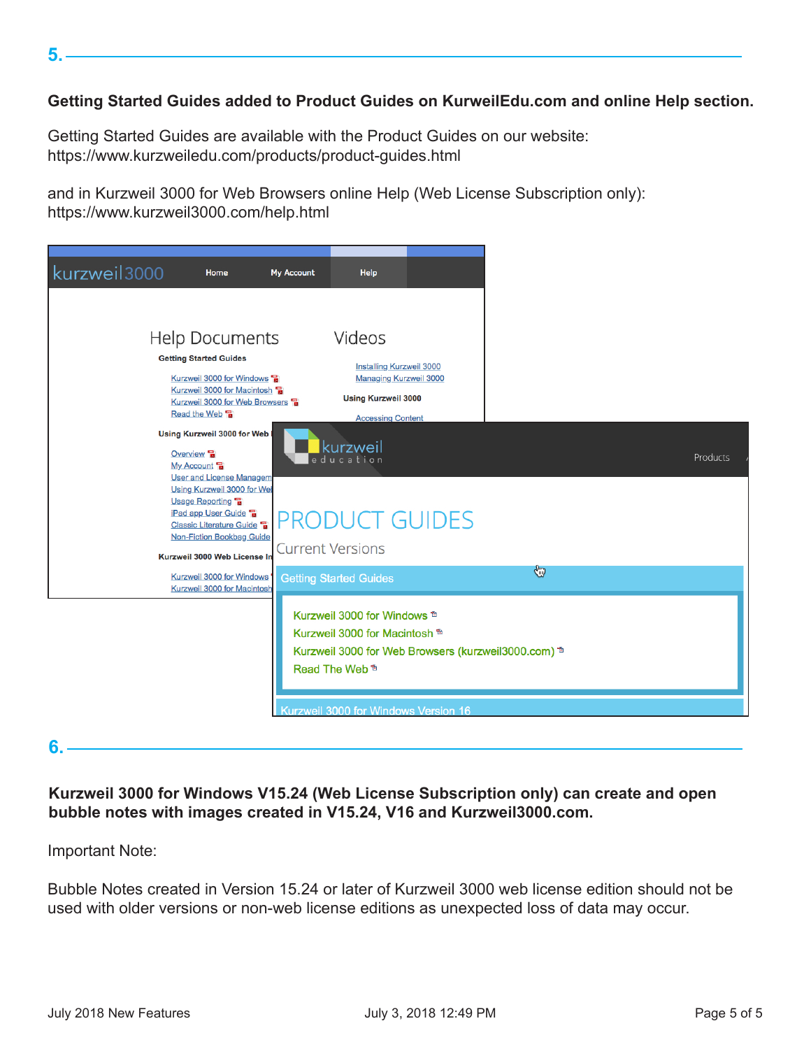## 5.

**Getting Started Guides added to Product Guides on KurweilEdu.com and online Help section.**

Getting Started Guides are available with the Product Guides on our website:
https://www.kurzweiledu.com/products/product-guides.html

and in Kurzweil 3000 for Web Browsers online Help (Web License Subscription only):
https://www.kurzweil3000.com/help.html

## 6.

**Kurzweil 3000 for Windows V15.24 (Web License Subscription only) can create and open bubble notes with images created in V15.24, V16 and Kurzweil3000.com.**

Important Note:

Bubble Notes created in Version 15.24 or later of Kurzweil 3000 web license edition should not be used with older versions or non-web license editions as unexpected loss of data may occur.